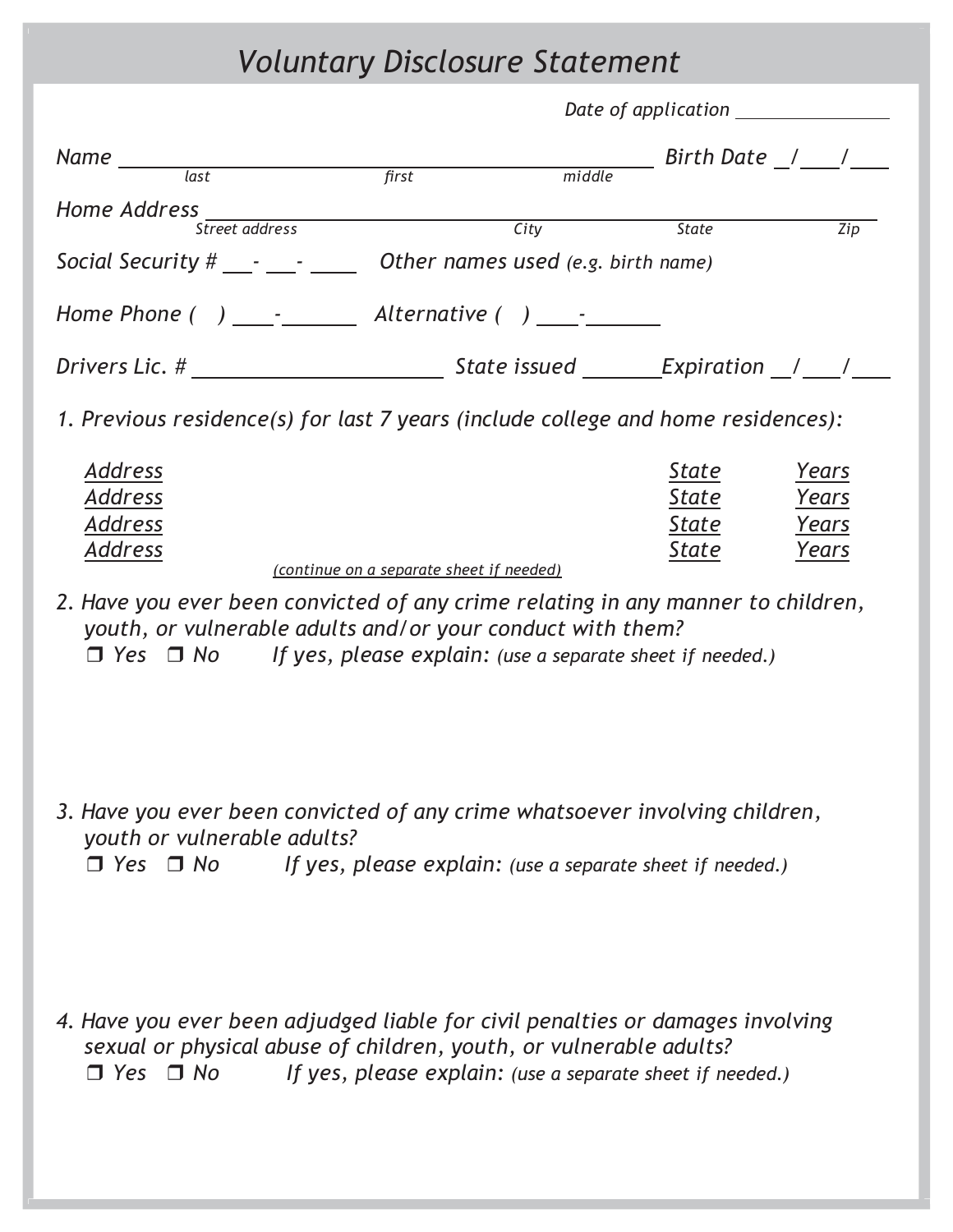# *Voluntary Disclosure Statement*

*Date of application* ________________

*Name* ________________________________________ *Birth Date* __/___/___
*last* *first* *middle*

*Home Address* ________________________________________________
*Street address* *City* *State* *Zip*

*Social Security #* ___-___-____ *Other names used (e.g. birth name)*

*Home Phone* (   ) ___-______ *Alternative* (   ) ___-______

*Drivers Lic. #* ____________________ *State issued* ______ *Expiration* __/___/___

*1. Previous residence(s) for last 7 years (include college and home residences):*

| Address | State | Years |
|---|---|---|
| Address | State | Years |
| Address | State | Years |
| Address | State | Years |

*(continue on a separate sheet if needed)*

*2. Have you ever been convicted of any crime relating in any manner to children, youth, or vulnerable adults and/or your conduct with them?*
❒ Yes ❒ No *If yes, please explain: (use a separate sheet if needed.)*

*3. Have you ever been convicted of any crime whatsoever involving children, youth or vulnerable adults?*
❒ Yes ❒ No *If yes, please explain: (use a separate sheet if needed.)*

*4. Have you ever been adjudged liable for civil penalties or damages involving sexual or physical abuse of children, youth, or vulnerable adults?*
❒ Yes ❒ No *If yes, please explain: (use a separate sheet if needed.)*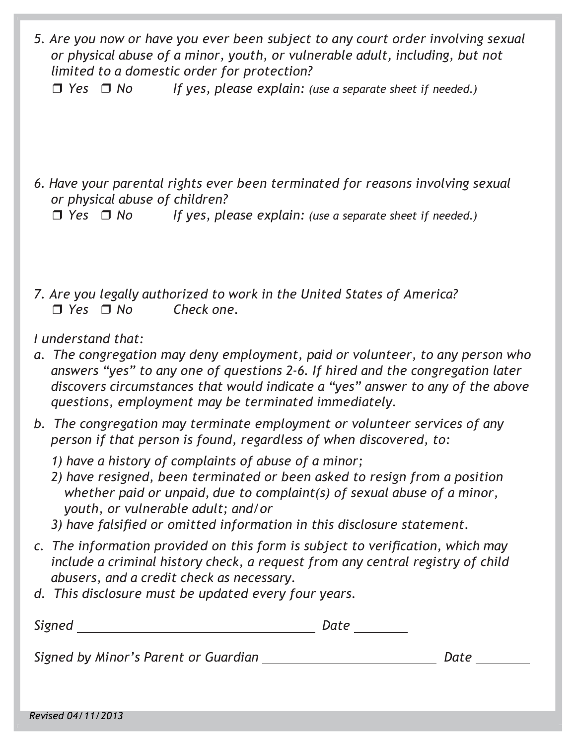*5. Are you now or have you ever been subject to any court order involving sexual or physical abuse of a minor, youth, or vulnerable adult, including, but not limited to a domestic order for protection?*

❒ *Yes* ❒ *No* *If yes, please explain: (use a separate sheet if needed.)*

*6. Have your parental rights ever been terminated for reasons involving sexual or physical abuse of children?*

❒ *Yes* ❒ *No* *If yes, please explain: (use a separate sheet if needed.)*

*7. Are you legally authorized to work in the United States of America?*

❒ *Yes* ❒ *No* *Check one.*

*I understand that:*

*a. The congregation may deny employment, paid or volunteer, to any person who answers "yes" to any one of questions 2-6. If hired and the congregation later discovers circumstances that would indicate a "yes" answer to any of the above questions, employment may be terminated immediately.*

*b. The congregation may terminate employment or volunteer services of any person if that person is found, regardless of when discovered, to:*

*1) have a history of complaints of abuse of a minor;*
*2) have resigned, been terminated or been asked to resign from a position whether paid or unpaid, due to complaint(s) of sexual abuse of a minor, youth, or vulnerable adult; and/or*
*3) have falsified or omitted information in this disclosure statement.*

*c. The information provided on this form is subject to verification, which may include a criminal history check, a request from any central registry of child abusers, and a credit check as necessary.*

*d. This disclosure must be updated every four years.*

*Signed* ______________________________ *Date* ________

*Signed by Minor's Parent or Guardian* ______________________ *Date* ________

*Revised 04/11/2013*